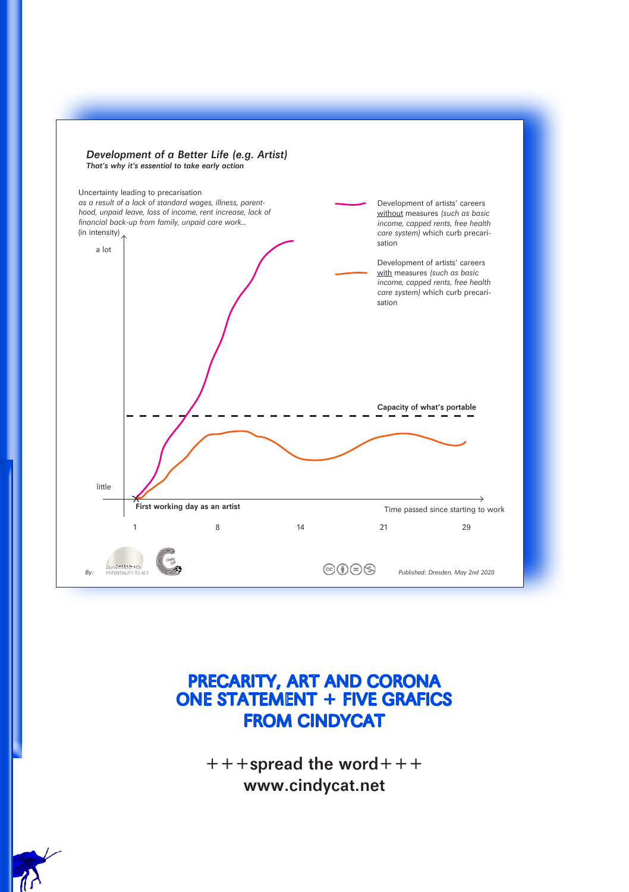## Development of a Better Life (e.g. Artist)

***That's why it's essential to take early action***

Uncertainty leading to precarisation
*as a result of a lack of standard wages, illness, parenthood, unpaid leave, loss of income, rent increase, lack of financial back-up from family, unpaid care work...*
(in intensity)

a lot

little

Development of artists' careers without measures *(such as basic income, capped rents, free health care system)* which curb precarisation

Development of artists' careers with measures *(such as basic income, capped rents, free health care system)* which curb precarisation

**Capacity of what's portable**

**First working day as an artist**

Time passed since starting to work

1 8 14 21 29

*By:* DEPARTMENT FOR POTENTIALITY TO ACT

*Published: Dresden, May 2nd 2020*

# PRECARITY, ART AND CORONA
# ONE STATEMENT + FIVE GRAFICS
# FROM CINDYCAT

+++spread the word+++
**www.cindycat.net**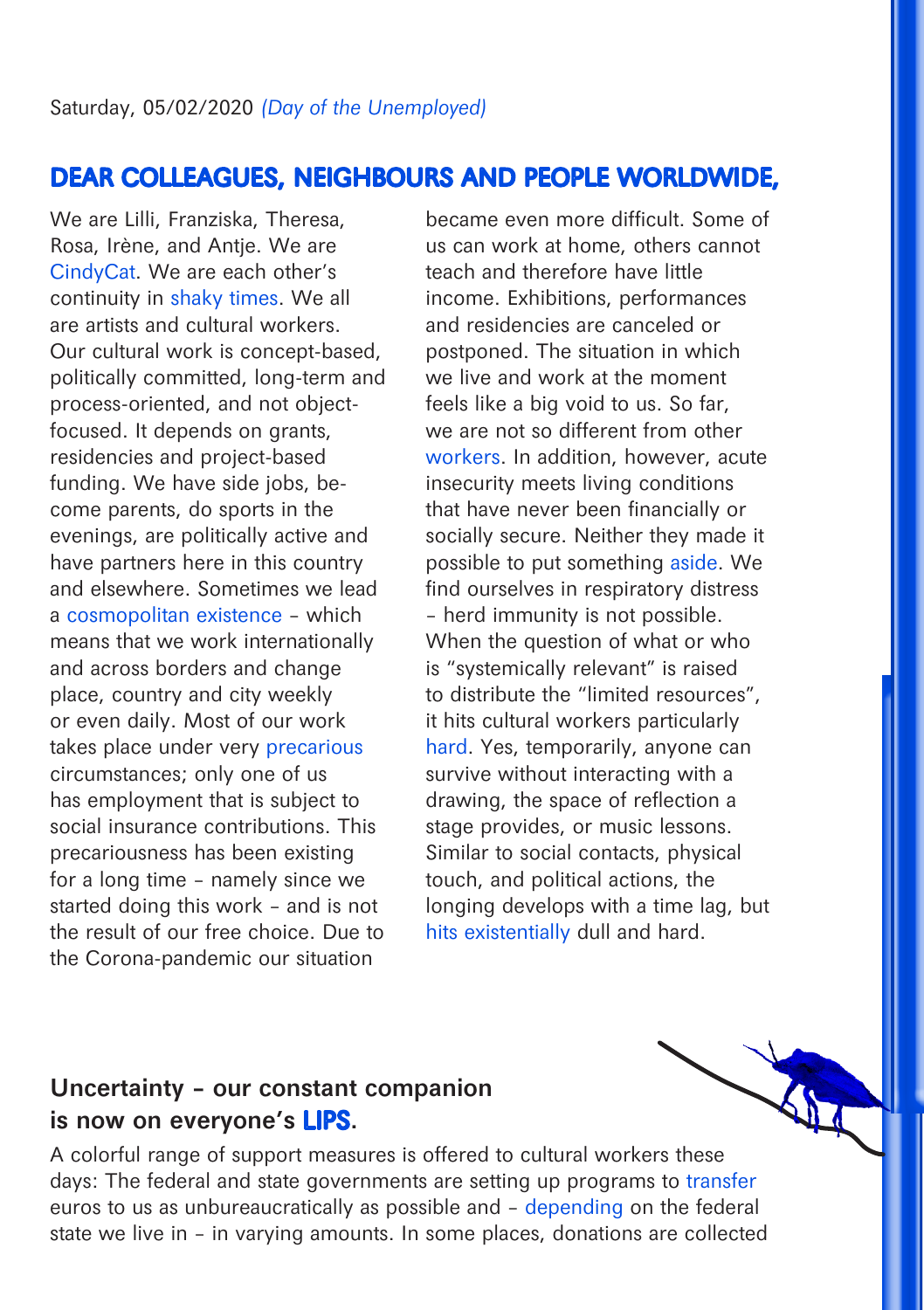Saturday, 05/02/2020 *(Day of the Unemployed)*

## DEAR COLLEAGUES, NEIGHBOURS AND PEOPLE WORLDWIDE,

We are Lilli, Franziska, Theresa, Rosa, Irène, and Antje. We are CindyCat. We are each other's continuity in shaky times. We all are artists and cultural workers. Our cultural work is concept-based, politically committed, long-term and process-oriented, and not object-focused. It depends on grants, residencies and project-based funding. We have side jobs, become parents, do sports in the evenings, are politically active and have partners here in this country and elsewhere. Sometimes we lead a cosmopolitan existence – which means that we work internationally and across borders and change place, country and city weekly or even daily. Most of our work takes place under very precarious circumstances; only one of us has employment that is subject to social insurance contributions. This precariousness has been existing for a long time – namely since we started doing this work – and is not the result of our free choice. Due to the Corona-pandemic our situation became even more difficult. Some of us can work at home, others cannot teach and therefore have little income. Exhibitions, performances and residencies are canceled or postponed. The situation in which we live and work at the moment feels like a big void to us. So far, we are not so different from other workers. In addition, however, acute insecurity meets living conditions that have never been financially or socially secure. Neither they made it possible to put something aside. We find ourselves in respiratory distress – herd immunity is not possible. When the question of what or who is "systemically relevant" is raised to distribute the "limited resources", it hits cultural workers particularly hard. Yes, temporarily, anyone can survive without interacting with a drawing, the space of reflection a stage provides, or music lessons. Similar to social contacts, physical touch, and political actions, the longing develops with a time lag, but hits existentially dull and hard.

### Uncertainty – our constant companion is now on everyone's LIPS.

A colorful range of support measures is offered to cultural workers these days: The federal and state governments are setting up programs to transfer euros to us as unbureaucratically as possible and – depending on the federal state we live in – in varying amounts. In some places, donations are collected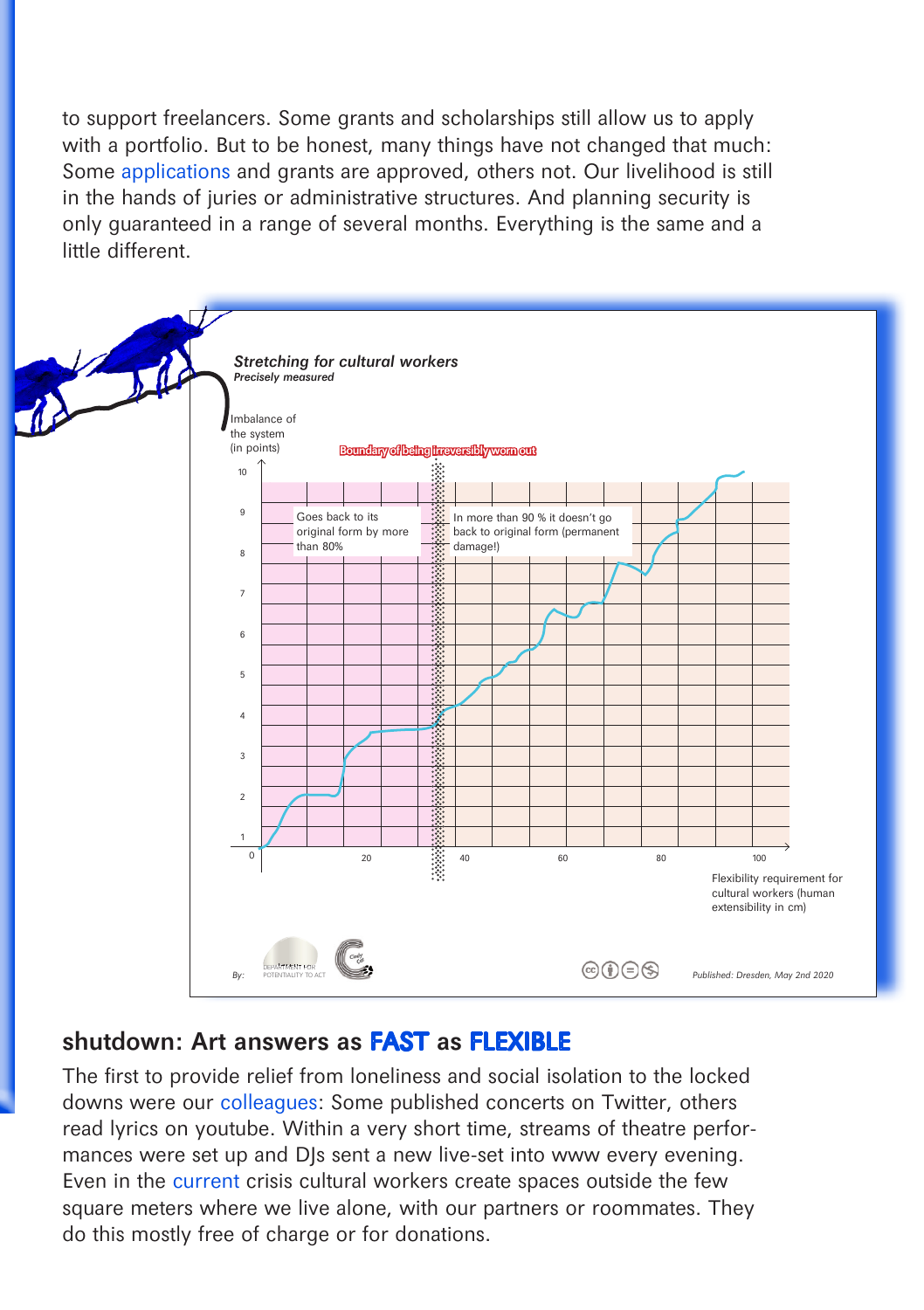to support freelancers. Some grants and scholarships still allow us to apply with a portfolio. But to be honest, many things have not changed that much: Some applications and grants are approved, others not. Our livelihood is still in the hands of juries or administrative structures. And planning security is only guaranteed in a range of several months. Everything is the same and a little different.

*Stretching for cultural workers*

***Precisely measured***

Imbalance of the system (in points)

Boundary of being irreversibly worn out

Goes back to its original form by more than 80%

In more than 90 % it doesn't go back to original form (permanent damage!)

Flexibility requirement for cultural workers (human extensibility in cm)

By: DEPARTMENT FOR POTENTIALITY TO ACT

*Published: Dresden, May 2nd 2020*

## shutdown: Art answers as FAST as FLEXIBLE

The first to provide relief from loneliness and social isolation to the locked downs were our colleagues: Some published concerts on Twitter, others read lyrics on youtube. Within a very short time, streams of theatre performances were set up and DJs sent a new live-set into www every evening. Even in the current crisis cultural workers create spaces outside the few square meters where we live alone, with our partners or roommates. They do this mostly free of charge or for donations.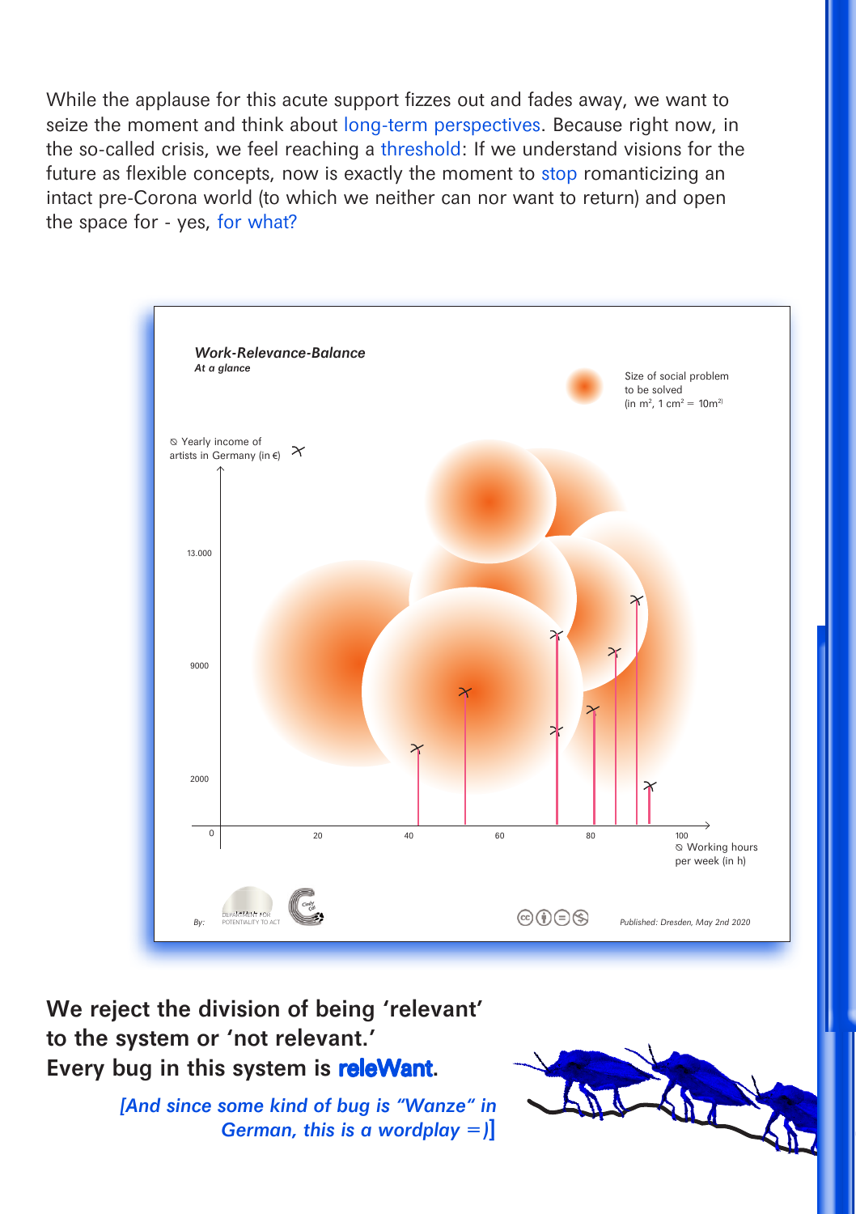While the applause for this acute support fizzes out and fades away, we want to seize the moment and think about long-term perspectives. Because right now, in the so-called crisis, we feel reaching a threshold: If we understand visions for the future as flexible concepts, now is exactly the moment to stop romanticizing an intact pre-Corona world (to which we neither can nor want to return) and open the space for - yes, for what?

***Work-Relevance-Balance***
***At a glance***

Size of social problem to be solved (in m², 1 cm² = 10m²)

⌀ Yearly income of artists in Germany (in €)

13.000

9000

2000

0

20

40

60

80

100

⌀ Working hours per week (in h)

By: DEPARTMENT FOR POTENTIALITY TO ACT

*Published: Dresden, May 2nd 2020*

**We reject the division of being 'relevant' to the system or 'not relevant.'**
**Every bug in this system is releWant.**

***[And since some kind of bug is "Wanze" in German, this is a wordplay =)]***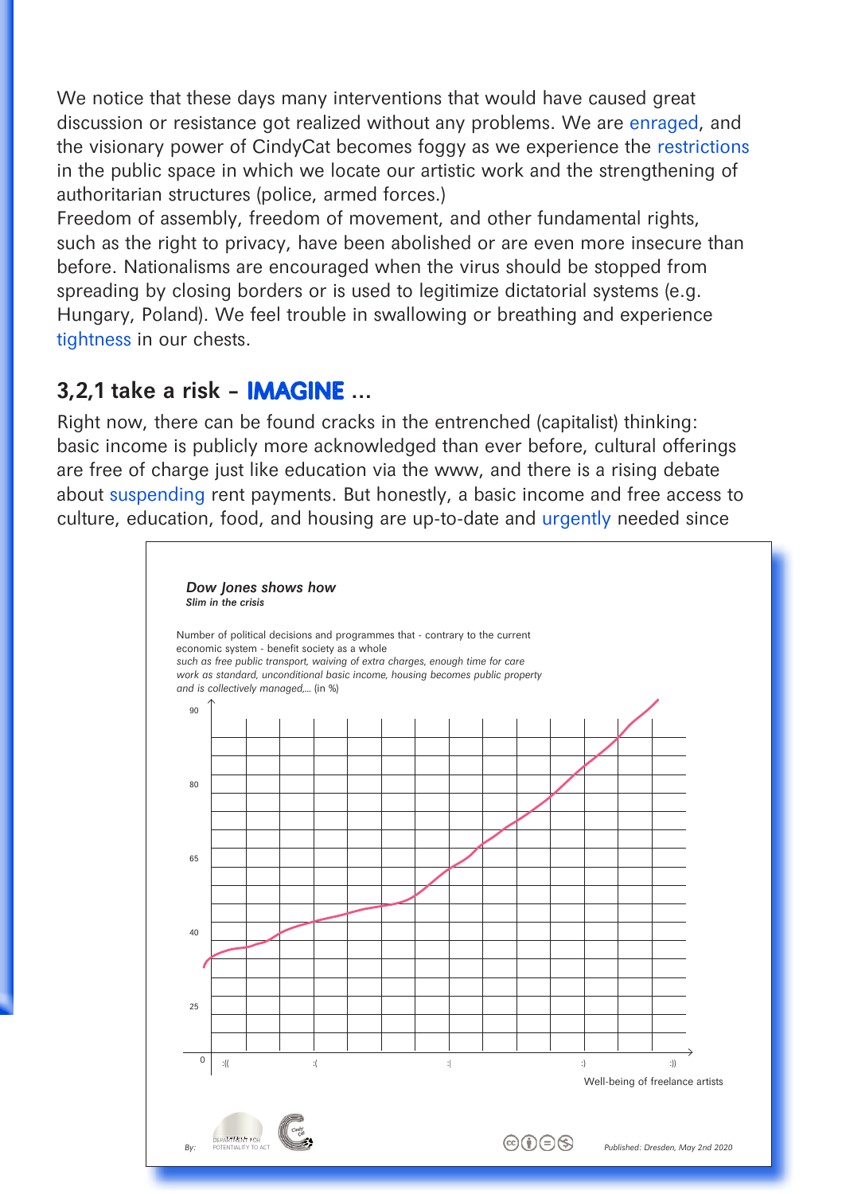We notice that these days many interventions that would have caused great discussion or resistance got realized without any problems. We are enraged, and the visionary power of CindyCat becomes foggy as we experience the restrictions in the public space in which we locate our artistic work and the strengthening of authoritarian structures (police, armed forces.)
Freedom of assembly, freedom of movement, and other fundamental rights, such as the right to privacy, have been abolished or are even more insecure than before. Nationalisms are encouraged when the virus should be stopped from spreading by closing borders or is used to legitimize dictatorial systems (e.g. Hungary, Poland). We feel trouble in swallowing or breathing and experience tightness in our chests.

## 3,2,1 take a risk – **IMAGINE** ...

Right now, there can be found cracks in the entrenched (capitalist) thinking: basic income is publicly more acknowledged than ever before, cultural offerings are free of charge just like education via the www, and there is a rising debate about suspending rent payments. But honestly, a basic income and free access to culture, education, food, and housing are up-to-date and urgently needed since

***Dow Jones shows how***
***Slim in the crisis***

Number of political decisions and programmes that - contrary to the current economic system - benefit society as a whole
*such as free public transport, waiving of extra charges, enough time for care work as standard, unconditional basic income, housing becomes public property and is collectively managed,... (in %)*

90
80
65
40
25
0

:(( :( :| :) :))

Well-being of freelance artists

By: DEPARTMENT FOR POTENTIALITY TO ACT

*Published: Dresden, May 2nd 2020*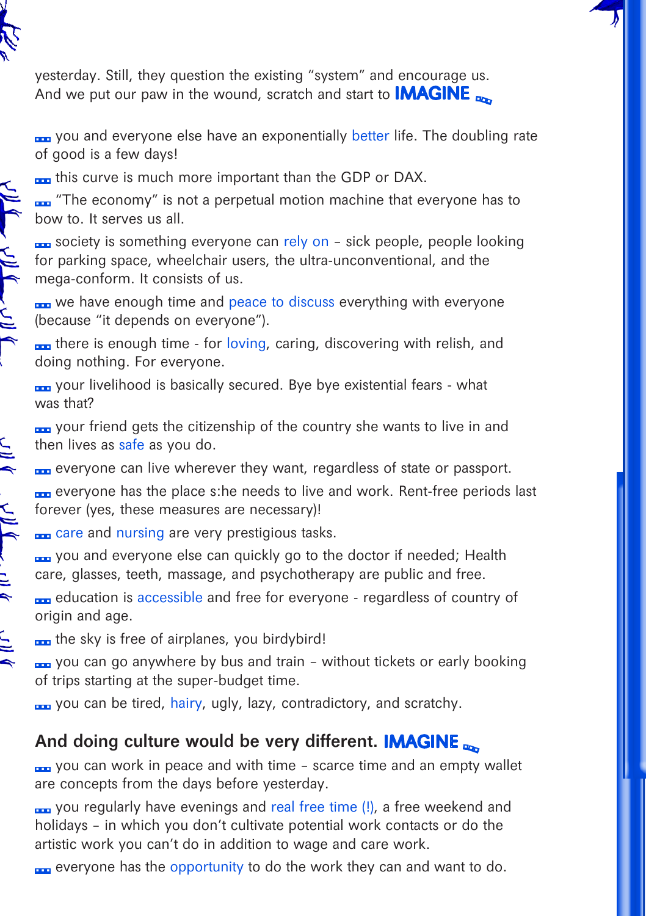yesterday. Still, they question the existing "system" and encourage us. And we put our paw in the wound, scratch and start to **IMAGINE** ...

- you and everyone else have an exponentially better life. The doubling rate of good is a few days!
- this curve is much more important than the GDP or DAX.
- "The economy" is not a perpetual motion machine that everyone has to bow to. It serves us all.
- society is something everyone can rely on – sick people, people looking for parking space, wheelchair users, the ultra-unconventional, and the mega-conform. It consists of us.
- we have enough time and peace to discuss everything with everyone (because "it depends on everyone").
- there is enough time - for loving, caring, discovering with relish, and doing nothing. For everyone.
- your livelihood is basically secured. Bye bye existential fears - what was that?
- your friend gets the citizenship of the country she wants to live in and then lives as safe as you do.
- everyone can live wherever they want, regardless of state or passport.
- everyone has the place s:he needs to live and work. Rent-free periods last forever (yes, these measures are necessary)!
- care and nursing are very prestigious tasks.
- you and everyone else can quickly go to the doctor if needed; Health care, glasses, teeth, massage, and psychotherapy are public and free.
- education is accessible and free for everyone - regardless of country of origin and age.
- the sky is free of airplanes, you birdybird!
- you can go anywhere by bus and train – without tickets or early booking of trips starting at the super-budget time.
- you can be tired, hairy, ugly, lazy, contradictory, and scratchy.

## And doing culture would be very different. IMAGINE ...

- you can work in peace and with time – scarce time and an empty wallet are concepts from the days before yesterday.
- you regularly have evenings and real free time (!), a free weekend and holidays – in which you don't cultivate potential work contacts or do the artistic work you can't do in addition to wage and care work.
- everyone has the opportunity to do the work they can and want to do.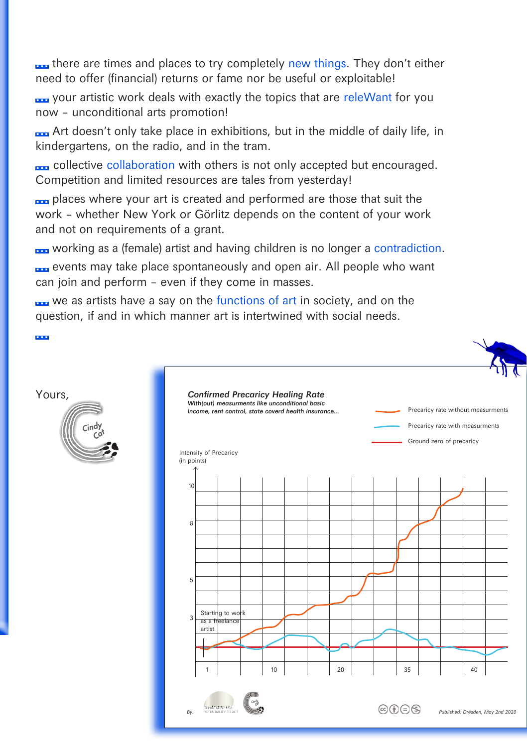... there are times and places to try completely new things. They don't either need to offer (financial) returns or fame nor be useful or exploitable!

... your artistic work deals with exactly the topics that are releWant for you now – unconditional arts promotion!

... Art doesn't only take place in exhibitions, but in the middle of daily life, in kindergartens, on the radio, and in the tram.

... collective collaboration with others is not only accepted but encouraged. Competition and limited resources are tales from yesterday!

... places where your art is created and performed are those that suit the work – whether New York or Görlitz depends on the content of your work and not on requirements of a grant.

... working as a (female) artist and having children is no longer a contradiction.

... events may take place spontaneously and open air. All people who want can join and perform – even if they come in masses.

... we as artists have a say on the functions of art in society, and on the question, if and in which manner art is intertwined with social needs.

...

Yours,

Cindy Cat

***Confirmed Precarcy Healing Rate***

***With(out) measurments like unconditional basic income, rent control, state coverd health insurance...***

Precarity rate without measurments

Precarity rate with measurments

Ground zero of precarity

Intensity of Precarity (in points)

10

8

5

3

Starting to work as a freelance artist

1

10

20

35

40

By: DEPARTMENT FOR POTENTIALITY TO ACT

Published: Dresden, May 2nd 2020